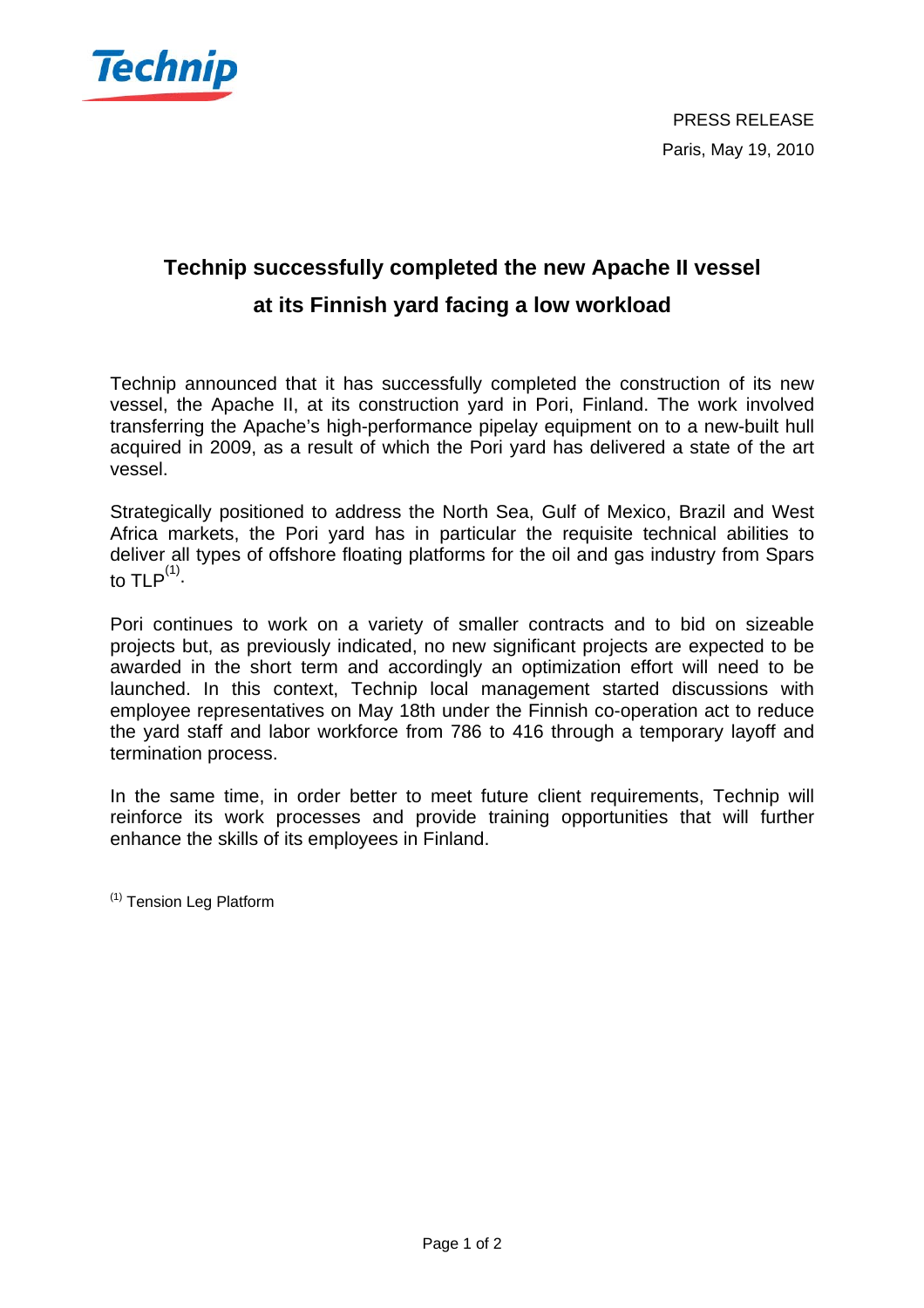Technip

PRESS RELEASE

Paris, May 19, 2010

# Technip successfully completed the new Apache II vessel at its Finnish yard facing a low workload

Technip announced that it has successfully completed the construction of its new vessel, the Apache II, at its construction yard in Pori, Finland. The work involved transferring the Apache's high-performance pipelay equipment on to a new-built hull acquired in 2009, as a result of which the Pori yard has delivered a state of the art vessel.

Strategically positioned to address the North Sea, Gulf of Mexico, Brazil and West Africa markets, the Pori yard has in particular the requisite technical abilities to deliver all types of offshore floating platforms for the oil and gas industry from Spars to TLP[(1)].

Pori continues to work on a variety of smaller contracts and to bid on sizeable projects but, as previously indicated, no new significant projects are expected to be awarded in the short term and accordingly an optimization effort will need to be launched. In this context, Technip local management started discussions with employee representatives on May 18th under the Finnish co-operation act to reduce the yard staff and labor workforce from 786 to 416 through a temporary layoff and termination process.

In the same time, in order better to meet future client requirements, Technip will reinforce its work processes and provide training opportunities that will further enhance the skills of its employees in Finland.

[(1)] Tension Leg Platform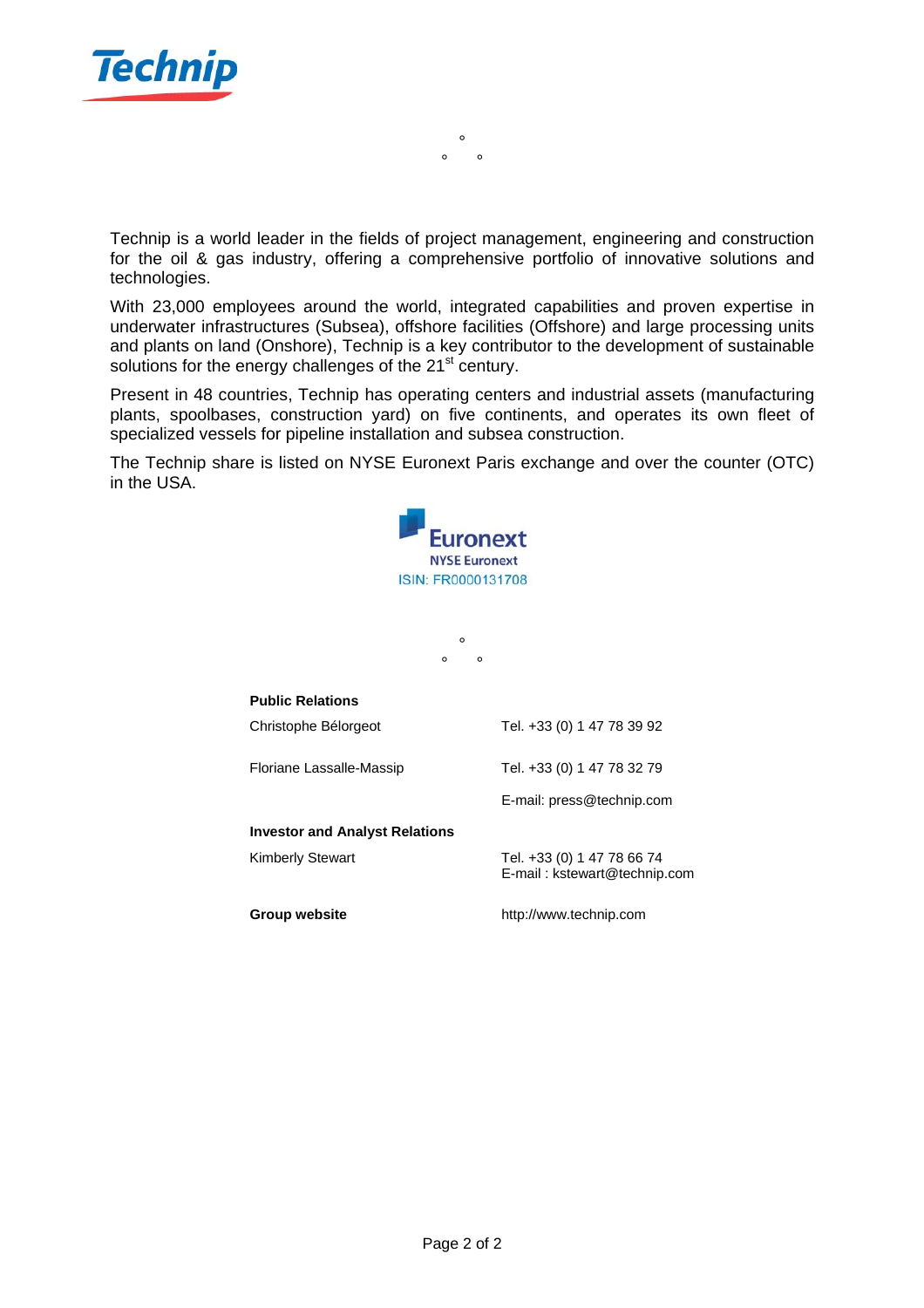°

° °

Technip is a world leader in the fields of project management, engineering and construction for the oil & gas industry, offering a comprehensive portfolio of innovative solutions and technologies.

With 23,000 employees around the world, integrated capabilities and proven expertise in underwater infrastructures (Subsea), offshore facilities (Offshore) and large processing units and plants on land (Onshore), Technip is a key contributor to the development of sustainable solutions for the energy challenges of the 21st century.

Present in 48 countries, Technip has operating centers and industrial assets (manufacturing plants, spoolbases, construction yard) on five continents, and operates its own fleet of specialized vessels for pipeline installation and subsea construction.

The Technip share is listed on NYSE Euronext Paris exchange and over the counter (OTC) in the USA.

Euronext
NYSE Euronext
ISIN: FR0000131708

°

° °

| | |
|---|---|
| **Public Relations** | |
| Christophe Bélorgeot | Tel. +33 (0) 1 47 78 39 92 |
| Floriane Lassalle-Massip | Tel. +33 (0) 1 47 78 32 79 |
| | E-mail: press@technip.com |
| **Investor and Analyst Relations** | |
| Kimberly Stewart | Tel. +33 (0) 1 47 78 66 74<br>E-mail : kstewart@technip.com |
| **Group website** | http://www.technip.com |